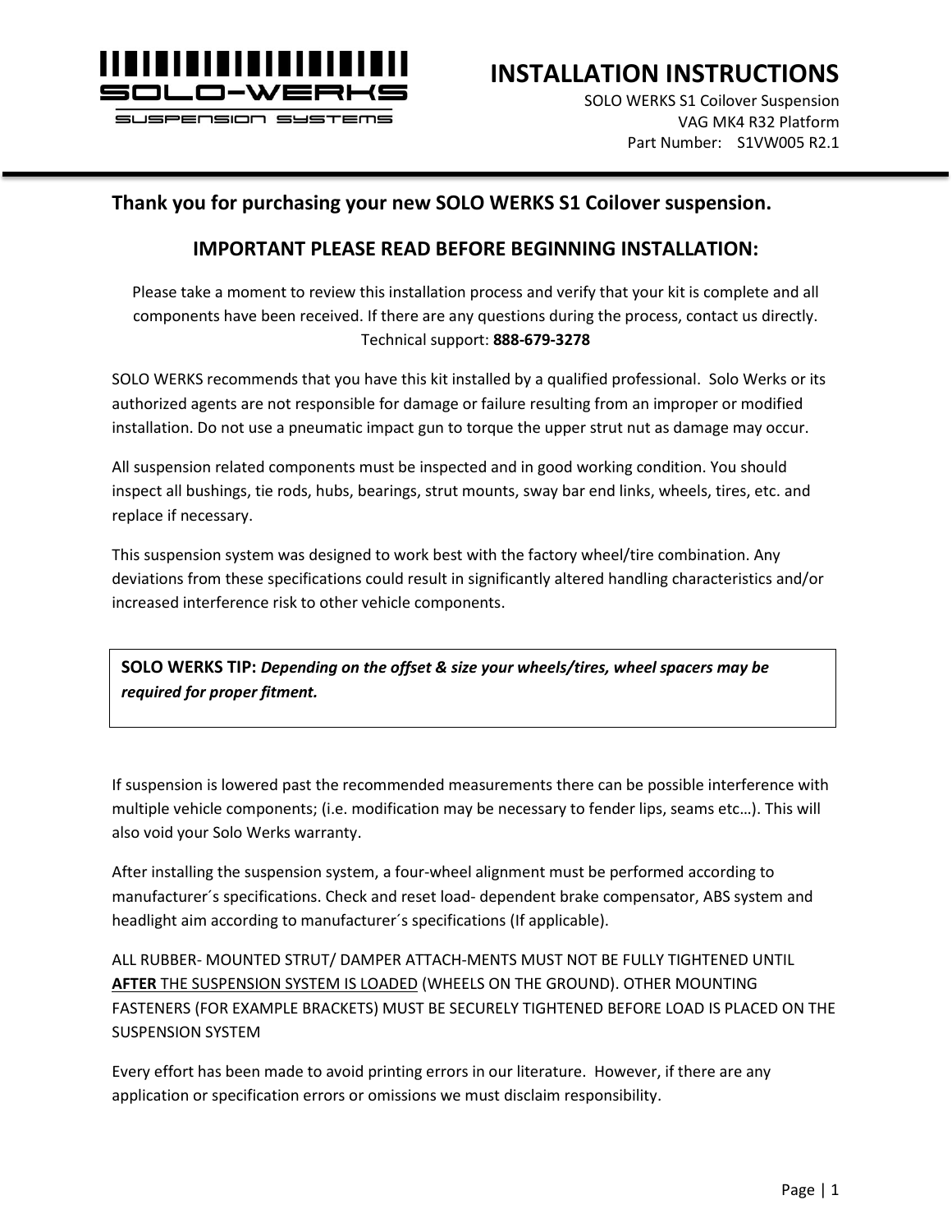SOLO-WERKS

SUSPENSION SYSTEMS

# INSTALLATION INSTRUCTIONS

SOLO WERKS S1 Coilover Suspension
VAG MK4 R32 Platform
Part Number: S1VW005 R2.1

## Thank you for purchasing your new SOLO WERKS S1 Coilover suspension.

## IMPORTANT PLEASE READ BEFORE BEGINNING INSTALLATION:

Please take a moment to review this installation process and verify that your kit is complete and all components have been received. If there are any questions during the process, contact us directly. Technical support: **888-679-3278**

SOLO WERKS recommends that you have this kit installed by a qualified professional. Solo Werks or its authorized agents are not responsible for damage or failure resulting from an improper or modified installation. Do not use a pneumatic impact gun to torque the upper strut nut as damage may occur.

All suspension related components must be inspected and in good working condition. You should inspect all bushings, tie rods, hubs, bearings, strut mounts, sway bar end links, wheels, tires, etc. and replace if necessary.

This suspension system was designed to work best with the factory wheel/tire combination. Any deviations from these specifications could result in significantly altered handling characteristics and/or increased interference risk to other vehicle components.

> **SOLO WERKS TIP:** ***Depending on the offset & size your wheels/tires, wheel spacers may be required for proper fitment.***

If suspension is lowered past the recommended measurements there can be possible interference with multiple vehicle components; (i.e. modification may be necessary to fender lips, seams etc…). This will also void your Solo Werks warranty.

After installing the suspension system, a four-wheel alignment must be performed according to manufacturer´s specifications. Check and reset load- dependent brake compensator, ABS system and headlight aim according to manufacturer´s specifications (If applicable).

ALL RUBBER- MOUNTED STRUT/ DAMPER ATTACH-MENTS MUST NOT BE FULLY TIGHTENED UNTIL **AFTER** THE SUSPENSION SYSTEM IS LOADED (WHEELS ON THE GROUND). OTHER MOUNTING FASTENERS (FOR EXAMPLE BRACKETS) MUST BE SECURELY TIGHTENED BEFORE LOAD IS PLACED ON THE SUSPENSION SYSTEM

Every effort has been made to avoid printing errors in our literature. However, if there are any application or specification errors or omissions we must disclaim responsibility.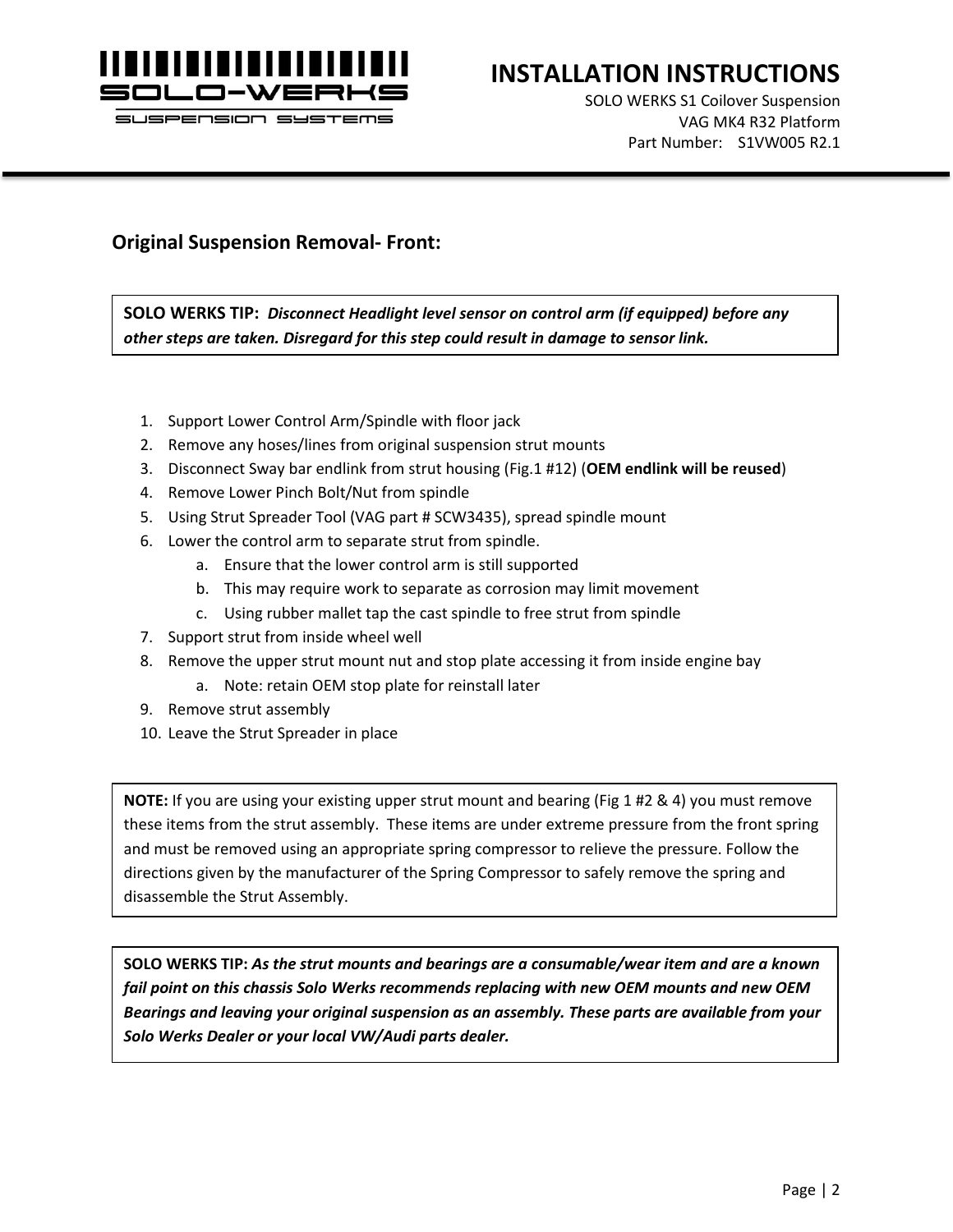## Original Suspension Removal- Front:

> **SOLO WERKS TIP:** ***Disconnect Headlight level sensor on control arm (if equipped) before any other steps are taken. Disregard for this step could result in damage to sensor link.***

1. Support Lower Control Arm/Spindle with floor jack
2. Remove any hoses/lines from original suspension strut mounts
3. Disconnect Sway bar endlink from strut housing (Fig.1 #12) (**OEM endlink will be reused**)
4. Remove Lower Pinch Bolt/Nut from spindle
5. Using Strut Spreader Tool (VAG part # SCW3435), spread spindle mount
6. Lower the control arm to separate strut from spindle.
   a. Ensure that the lower control arm is still supported
   b. This may require work to separate as corrosion may limit movement
   c. Using rubber mallet tap the cast spindle to free strut from spindle
7. Support strut from inside wheel well
8. Remove the upper strut mount nut and stop plate accessing it from inside engine bay
   a. Note: retain OEM stop plate for reinstall later
9. Remove strut assembly
10. Leave the Strut Spreader in place

> **NOTE:** If you are using your existing upper strut mount and bearing (Fig 1 #2 & 4) you must remove these items from the strut assembly. These items are under extreme pressure from the front spring and must be removed using an appropriate spring compressor to relieve the pressure. Follow the directions given by the manufacturer of the Spring Compressor to safely remove the spring and disassemble the Strut Assembly.

> **SOLO WERKS TIP:** ***As the strut mounts and bearings are a consumable/wear item and are a known fail point on this chassis Solo Werks recommends replacing with new OEM mounts and new OEM Bearings and leaving your original suspension as an assembly. These parts are available from your Solo Werks Dealer or your local VW/Audi parts dealer.***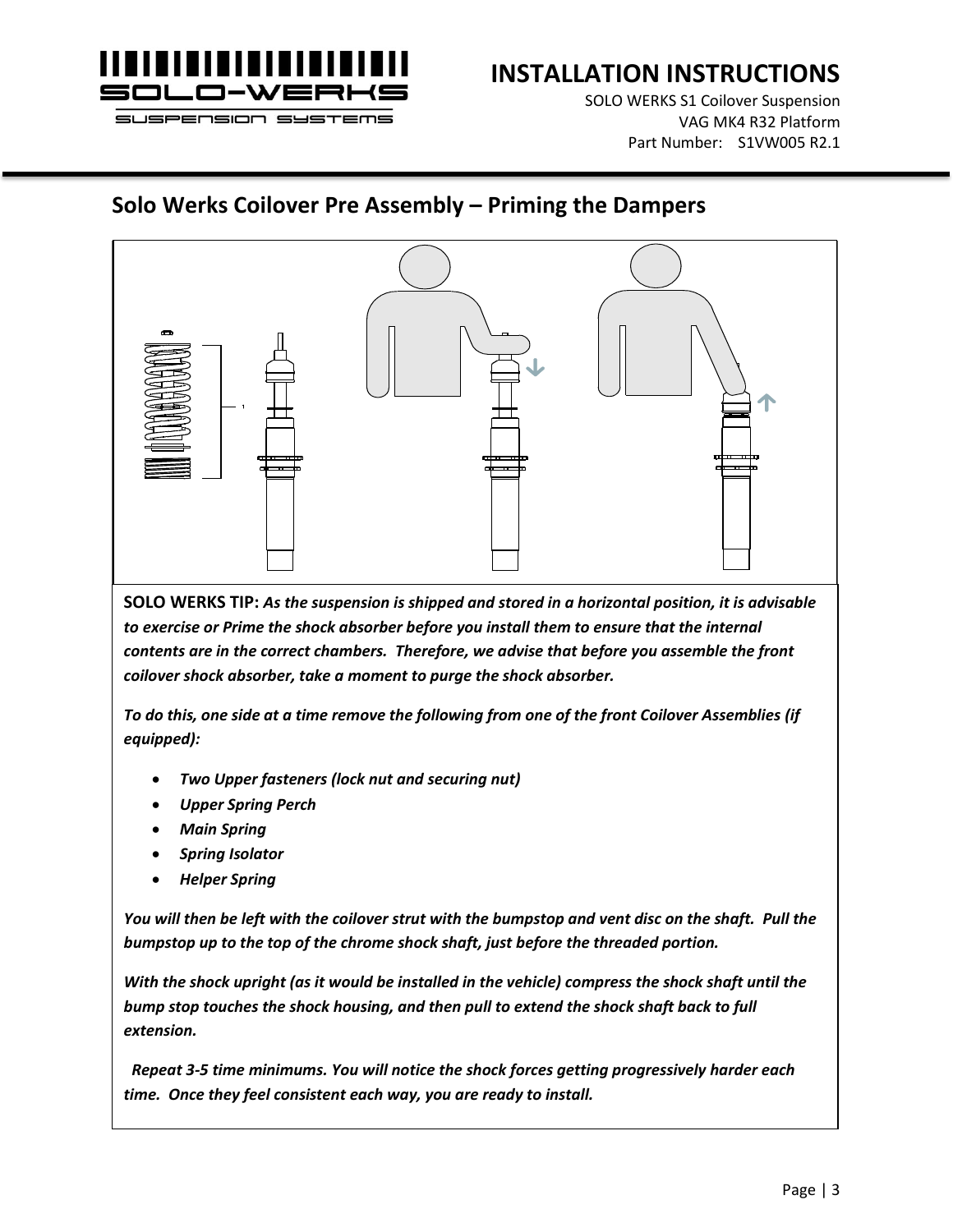## Solo Werks Coilover Pre Assembly – Priming the Dampers

**SOLO WERKS TIP:** ***As the suspension is shipped and stored in a horizontal position, it is advisable to exercise or Prime the shock absorber before you install them to ensure that the internal contents are in the correct chambers. Therefore, we advise that before you assemble the front coilover shock absorber, take a moment to purge the shock absorber.***

***To do this, one side at a time remove the following from one of the front Coilover Assemblies (if equipped):***

- ***Two Upper fasteners (lock nut and securing nut)***
- ***Upper Spring Perch***
- ***Main Spring***
- ***Spring Isolator***
- ***Helper Spring***

***You will then be left with the coilover strut with the bumpstop and vent disc on the shaft. Pull the bumpstop up to the top of the chrome shock shaft, just before the threaded portion.***

***With the shock upright (as it would be installed in the vehicle) compress the shock shaft until the bump stop touches the shock housing, and then pull to extend the shock shaft back to full extension.***

***Repeat 3-5 time minimums. You will notice the shock forces getting progressively harder each time. Once they feel consistent each way, you are ready to install.***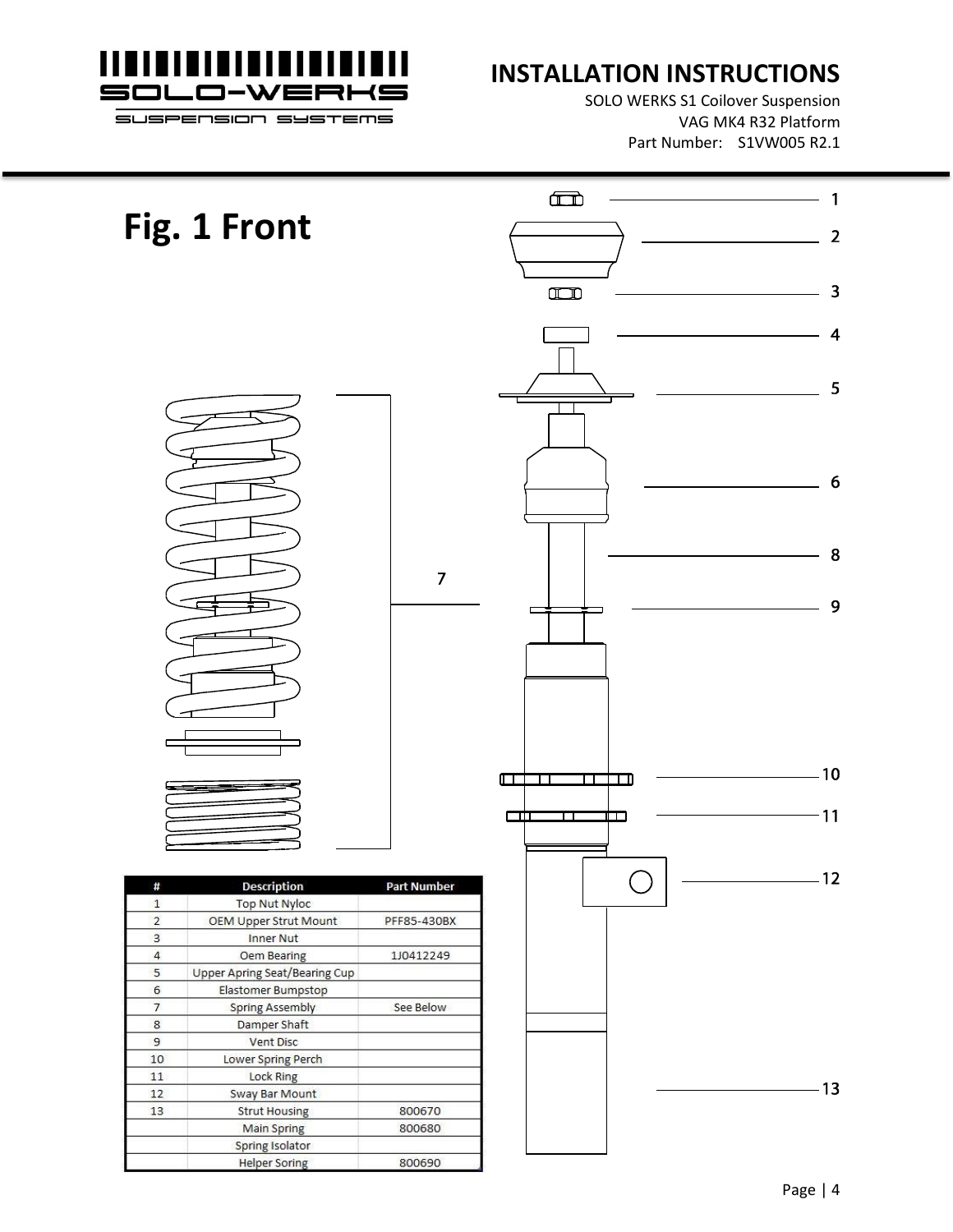## Fig. 1 Front

| # | Description | Part Number |
|---|---|---|
| 1 | Top Nut Nyloc | |
| 2 | OEM Upper Strut Mount | PFF85-430BX |
| 3 | Inner Nut | |
| 4 | Oem Bearing | 1J0412249 |
| 5 | Upper Apring Seat/Bearing Cup | |
| 6 | Elastomer Bumpstop | |
| 7 | Spring Assembly | See Below |
| 8 | Damper Shaft | |
| 9 | Vent Disc | |
| 10 | Lower Spring Perch | |
| 11 | Lock Ring | |
| 12 | Sway Bar Mount | |
| 13 | Strut Housing | 800670 |
| | Main Spring | 800680 |
| | Spring Isolator | |
| | Helper Soring | 800690 |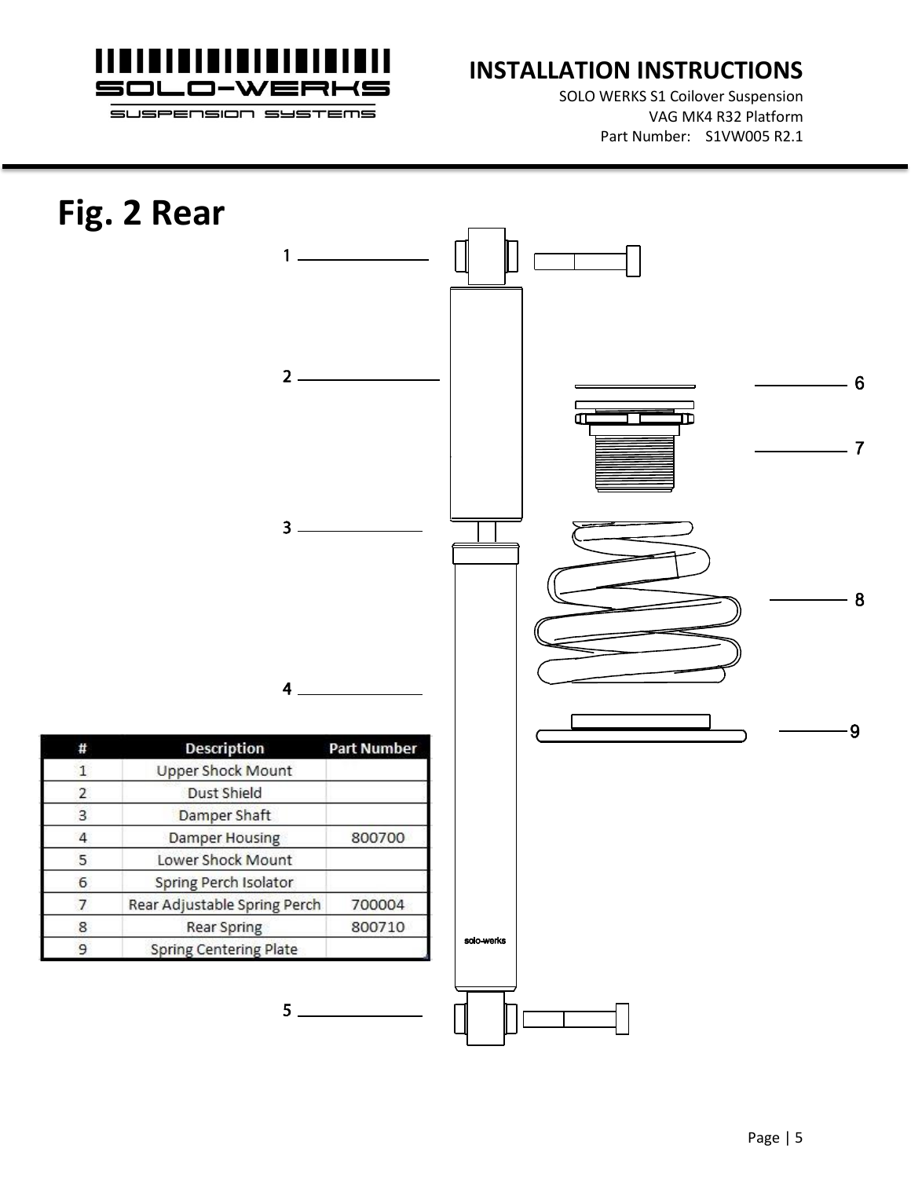# Fig. 2 Rear

| # | Description | Part Number |
|---|---|---|
| 1 | Upper Shock Mount | |
| 2 | Dust Shield | |
| 3 | Damper Shaft | |
| 4 | Damper Housing | 800700 |
| 5 | Lower Shock Mount | |
| 6 | Spring Perch Isolator | |
| 7 | Rear Adjustable Spring Perch | 700004 |
| 8 | Rear Spring | 800710 |
| 9 | Spring Centering Plate | |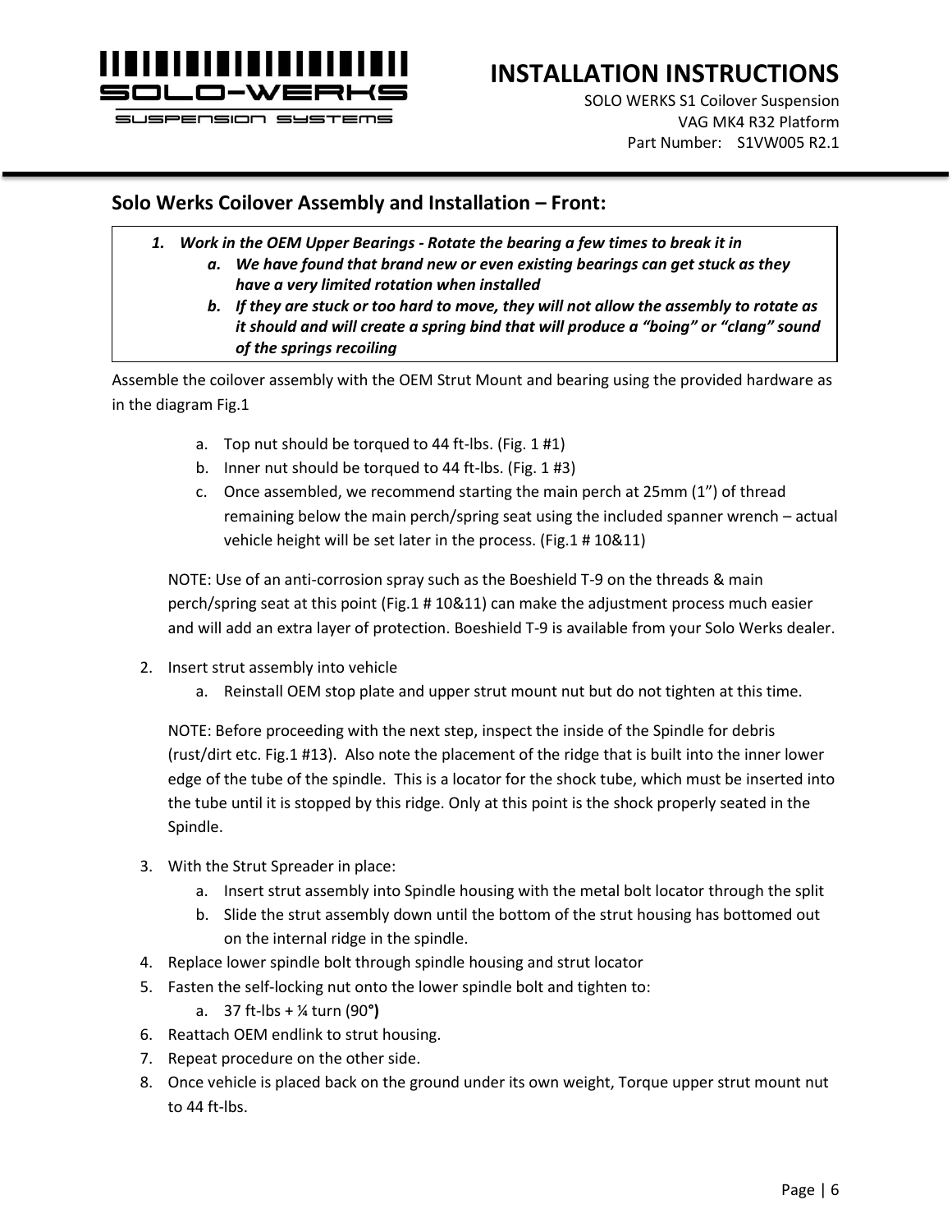## Solo Werks Coilover Assembly and Installation – Front:

1. ***Work in the OEM Upper Bearings - Rotate the bearing a few times to break it in***
   a. ***We have found that brand new or even existing bearings can get stuck as they have a very limited rotation when installed***
   b. ***If they are stuck or too hard to move, they will not allow the assembly to rotate as it should and will create a spring bind that will produce a "boing" or "clang" sound of the springs recoiling***

Assemble the coilover assembly with the OEM Strut Mount and bearing using the provided hardware as in the diagram Fig.1

   a. Top nut should be torqued to 44 ft-lbs. (Fig. 1 #1)
   b. Inner nut should be torqued to 44 ft-lbs. (Fig. 1 #3)
   c. Once assembled, we recommend starting the main perch at 25mm (1") of thread remaining below the main perch/spring seat using the included spanner wrench – actual vehicle height will be set later in the process. (Fig.1 # 10&11)

   NOTE: Use of an anti-corrosion spray such as the Boeshield T-9 on the threads & main perch/spring seat at this point (Fig.1 # 10&11) can make the adjustment process much easier and will add an extra layer of protection. Boeshield T-9 is available from your Solo Werks dealer.

2. Insert strut assembly into vehicle
   a. Reinstall OEM stop plate and upper strut mount nut but do not tighten at this time.

   NOTE: Before proceeding with the next step, inspect the inside of the Spindle for debris (rust/dirt etc. Fig.1 #13). Also note the placement of the ridge that is built into the inner lower edge of the tube of the spindle. This is a locator for the shock tube, which must be inserted into the tube until it is stopped by this ridge. Only at this point is the shock properly seated in the Spindle.

3. With the Strut Spreader in place:
   a. Insert strut assembly into Spindle housing with the metal bolt locator through the split
   b. Slide the strut assembly down until the bottom of the strut housing has bottomed out on the internal ridge in the spindle.
4. Replace lower spindle bolt through spindle housing and strut locator
5. Fasten the self-locking nut onto the lower spindle bolt and tighten to:
   a. 37 ft-lbs + ¼ turn (90°)
6. Reattach OEM endlink to strut housing.
7. Repeat procedure on the other side.
8. Once vehicle is placed back on the ground under its own weight, Torque upper strut mount nut to 44 ft-lbs.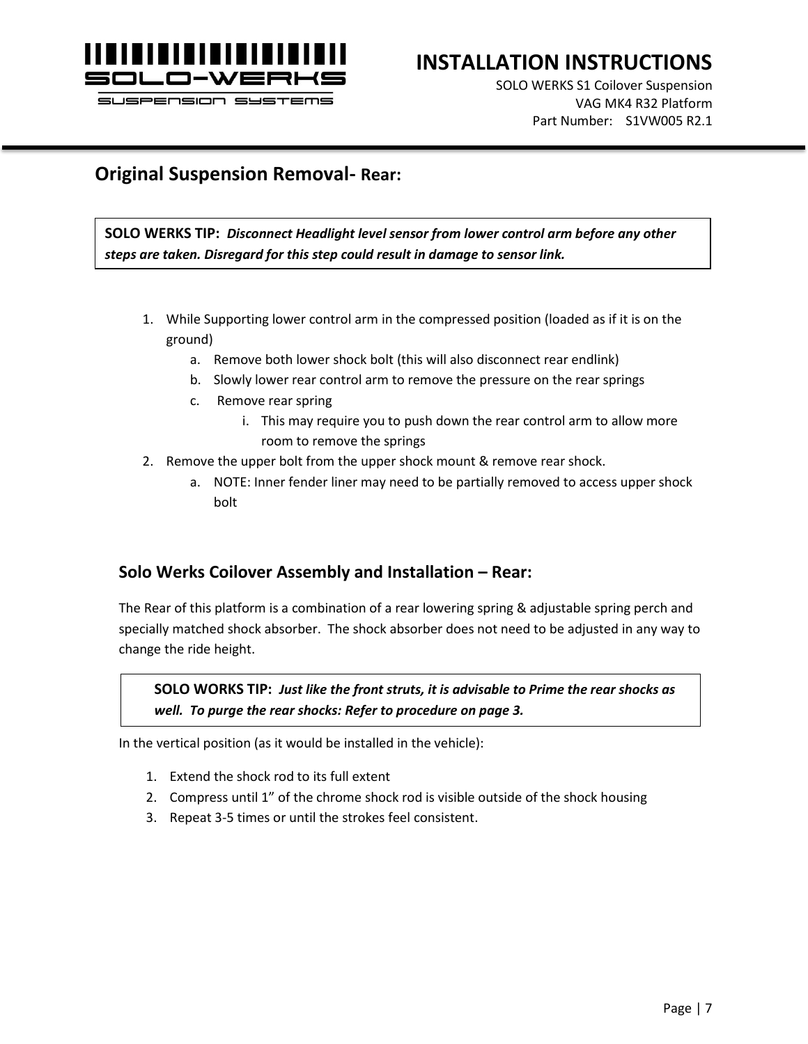## Original Suspension Removal- Rear:

> **SOLO WERKS TIP:** ***Disconnect Headlight level sensor from lower control arm before any other steps are taken. Disregard for this step could result in damage to sensor link.***

1. While Supporting lower control arm in the compressed position (loaded as if it is on the ground)
    a. Remove both lower shock bolt (this will also disconnect rear endlink)
    b. Slowly lower rear control arm to remove the pressure on the rear springs
    c. Remove rear spring
        i. This may require you to push down the rear control arm to allow more room to remove the springs
2. Remove the upper bolt from the upper shock mount & remove rear shock.
    a. NOTE: Inner fender liner may need to be partially removed to access upper shock bolt

### Solo Werks Coilover Assembly and Installation – Rear:

The Rear of this platform is a combination of a rear lowering spring & adjustable spring perch and specially matched shock absorber. The shock absorber does not need to be adjusted in any way to change the ride height.

> **SOLO WORKS TIP:** ***Just like the front struts, it is advisable to Prime the rear shocks as well. To purge the rear shocks: Refer to procedure on page 3.***

In the vertical position (as it would be installed in the vehicle):

1. Extend the shock rod to its full extent
2. Compress until 1" of the chrome shock rod is visible outside of the shock housing
3. Repeat 3-5 times or until the strokes feel consistent.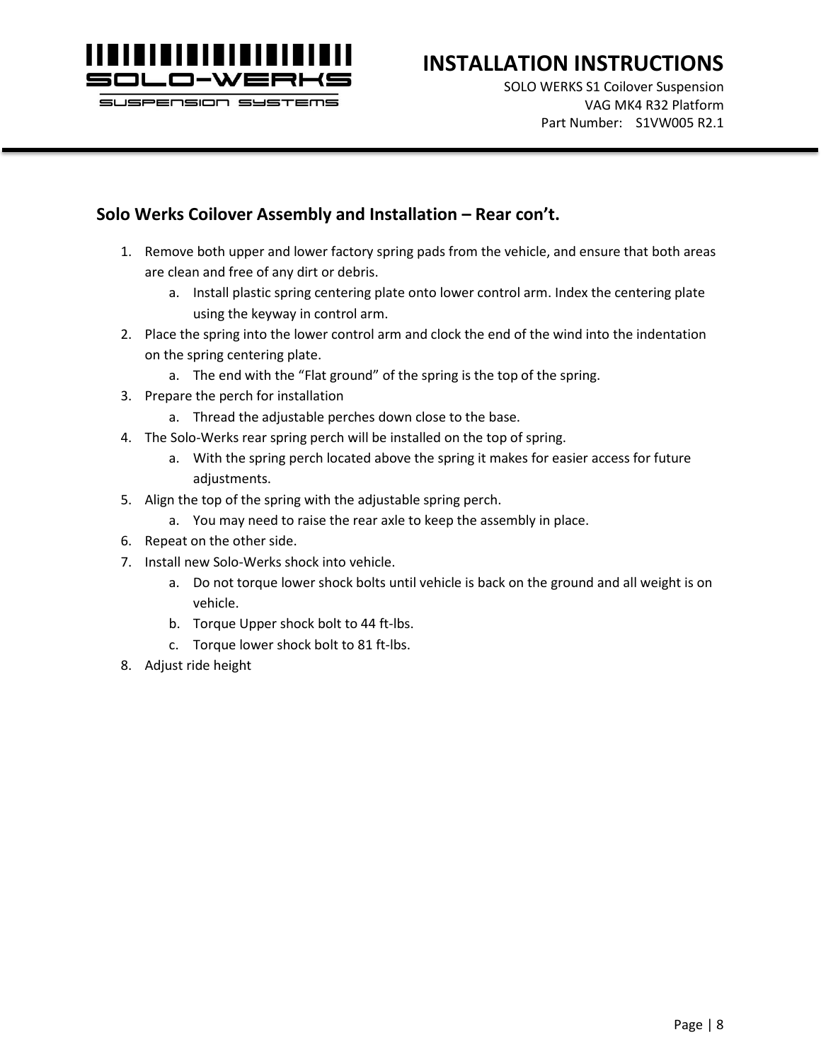## Solo Werks Coilover Assembly and Installation – Rear con't.

1. Remove both upper and lower factory spring pads from the vehicle, and ensure that both areas are clean and free of any dirt or debris.
    a. Install plastic spring centering plate onto lower control arm. Index the centering plate using the keyway in control arm.
2. Place the spring into the lower control arm and clock the end of the wind into the indentation on the spring centering plate.
    a. The end with the "Flat ground" of the spring is the top of the spring.
3. Prepare the perch for installation
    a. Thread the adjustable perches down close to the base.
4. The Solo-Werks rear spring perch will be installed on the top of spring.
    a. With the spring perch located above the spring it makes for easier access for future adjustments.
5. Align the top of the spring with the adjustable spring perch.
    a. You may need to raise the rear axle to keep the assembly in place.
6. Repeat on the other side.
7. Install new Solo-Werks shock into vehicle.
    a. Do not torque lower shock bolts until vehicle is back on the ground and all weight is on vehicle.
    b. Torque Upper shock bolt to 44 ft-lbs.
    c. Torque lower shock bolt to 81 ft-lbs.
8. Adjust ride height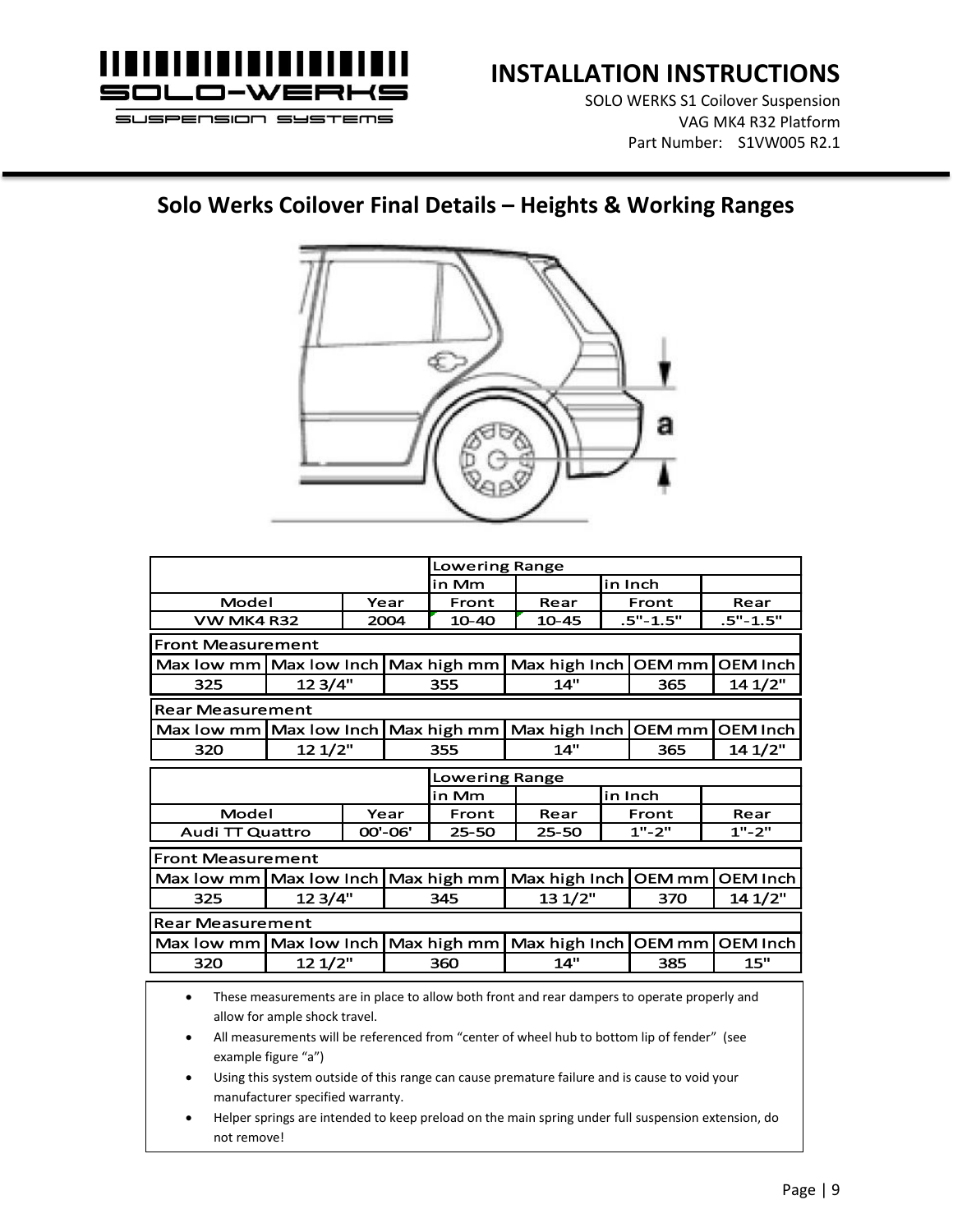# Solo Werks Coilover Final Details – Heights & Working Ranges

| | | Lowering Range | | | |
|---|---|---|---|---|---|
| | | in Mm | | in Inch | |
| Model | Year | Front | Rear | Front | Rear |
| VW MK4 R32 | 2004 | 10-40 | 10-45 | .5"-1.5" | .5"-1.5" |

| Front Measurement | | | | | |
|---|---|---|---|---|---|
| Max low mm | Max low Inch | Max high mm | Max high Inch | OEM mm | OEM Inch |
| 325 | 12 3/4" | 355 | 14" | 365 | 14 1/2" |

| Rear Measurement | | | | | |
|---|---|---|---|---|---|
| Max low mm | Max low Inch | Max high mm | Max high Inch | OEM mm | OEM Inch |
| 320 | 12 1/2" | 355 | 14" | 365 | 14 1/2" |

| | | Lowering Range | | | |
|---|---|---|---|---|---|
| | | in Mm | | in Inch | |
| Model | Year | Front | Rear | Front | Rear |
| Audi TT Quattro | 00'-06' | 25-50 | 25-50 | 1"-2" | 1"-2" |

| Front Measurement | | | | | |
|---|---|---|---|---|---|
| Max low mm | Max low Inch | Max high mm | Max high Inch | OEM mm | OEM Inch |
| 325 | 12 3/4" | 345 | 13 1/2" | 370 | 14 1/2" |

| Rear Measurement | | | | | |
|---|---|---|---|---|---|
| Max low mm | Max low Inch | Max high mm | Max high Inch | OEM mm | OEM Inch |
| 320 | 12 1/2" | 360 | 14" | 385 | 15" |

- These measurements are in place to allow both front and rear dampers to operate properly and allow for ample shock travel.
- All measurements will be referenced from "center of wheel hub to bottom lip of fender" (see example figure "a")
- Using this system outside of this range can cause premature failure and is cause to void your manufacturer specified warranty.
- Helper springs are intended to keep preload on the main spring under full suspension extension, do not remove!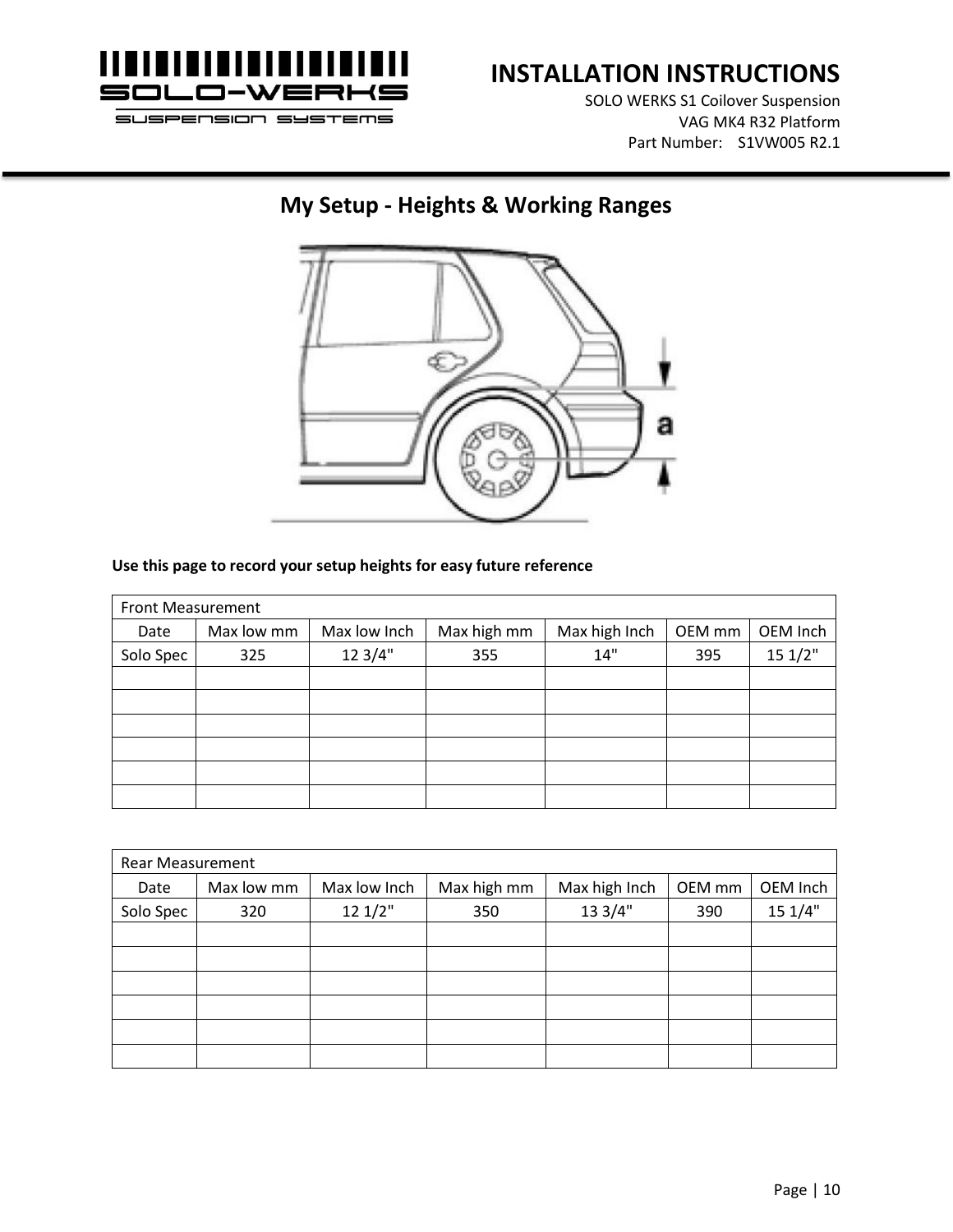## My Setup - Heights & Working Ranges

**Use this page to record your setup heights for easy future reference**

| Front Measurement | | | | | | |
|---|---|---|---|---|---|---|
| Date | Max low mm | Max low Inch | Max high mm | Max high Inch | OEM mm | OEM Inch |
| Solo Spec | 325 | 12 3/4" | 355 | 14" | 395 | 15 1/2" |
| | | | | | | |
| | | | | | | |
| | | | | | | |
| | | | | | | |
| | | | | | | |
| | | | | | | |

| Rear Measurement | | | | | | |
|---|---|---|---|---|---|---|
| Date | Max low mm | Max low Inch | Max high mm | Max high Inch | OEM mm | OEM Inch |
| Solo Spec | 320 | 12 1/2" | 350 | 13 3/4" | 390 | 15 1/4" |
| | | | | | | |
| | | | | | | |
| | | | | | | |
| | | | | | | |
| | | | | | | |
| | | | | | | |